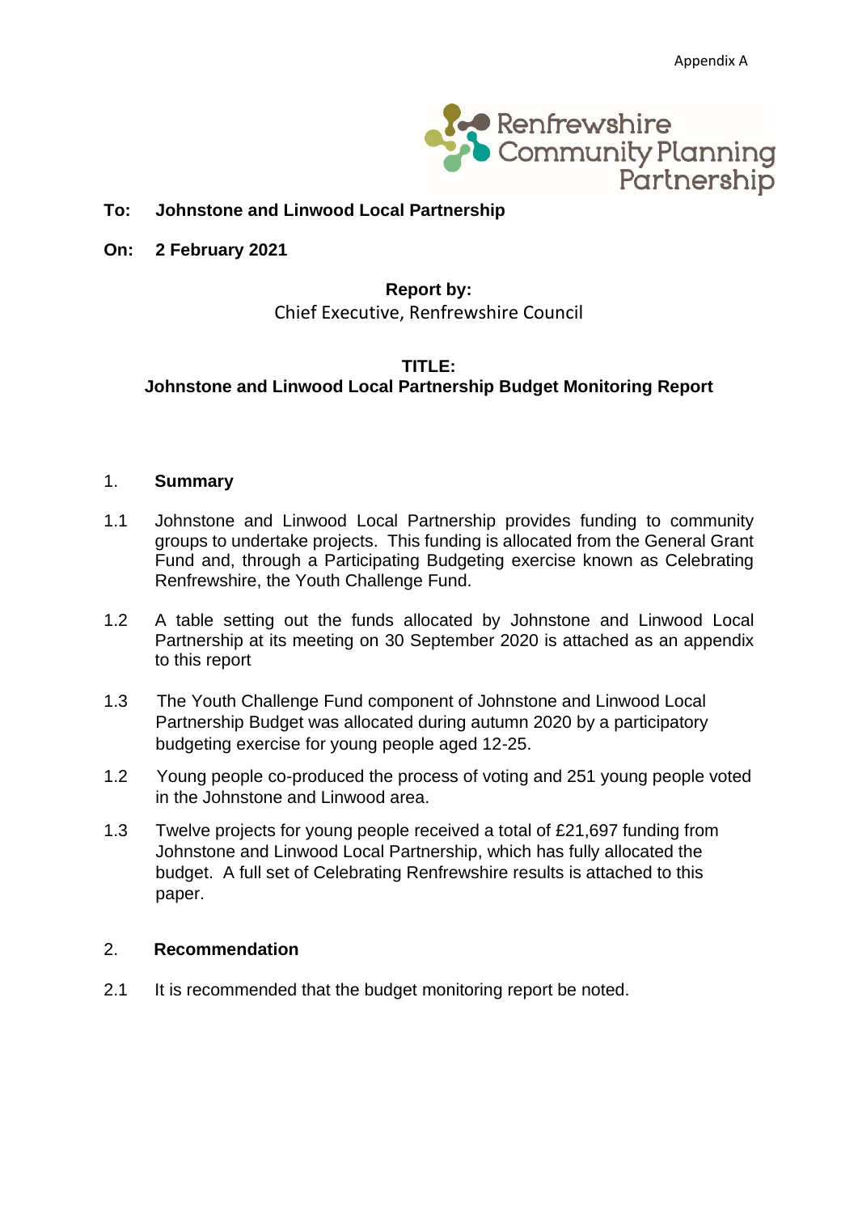Appendix A

Renfrewshire Community Planning Partnership

**To: Johnstone and Linwood Local Partnership**

**On: 2 February 2021**

**Report by:**
Chief Executive, Renfrewshire Council

**TITLE:**
**Johnstone and Linwood Local Partnership Budget Monitoring Report**

## 1. Summary

1.1 Johnstone and Linwood Local Partnership provides funding to community groups to undertake projects. This funding is allocated from the General Grant Fund and, through a Participating Budgeting exercise known as Celebrating Renfrewshire, the Youth Challenge Fund.

1.2 A table setting out the funds allocated by Johnstone and Linwood Local Partnership at its meeting on 30 September 2020 is attached as an appendix to this report

1.3 The Youth Challenge Fund component of Johnstone and Linwood Local Partnership Budget was allocated during autumn 2020 by a participatory budgeting exercise for young people aged 12-25.

1.2 Young people co-produced the process of voting and 251 young people voted in the Johnstone and Linwood area.

1.3 Twelve projects for young people received a total of £21,697 funding from Johnstone and Linwood Local Partnership, which has fully allocated the budget. A full set of Celebrating Renfrewshire results is attached to this paper.

## 2. Recommendation

2.1 It is recommended that the budget monitoring report be noted.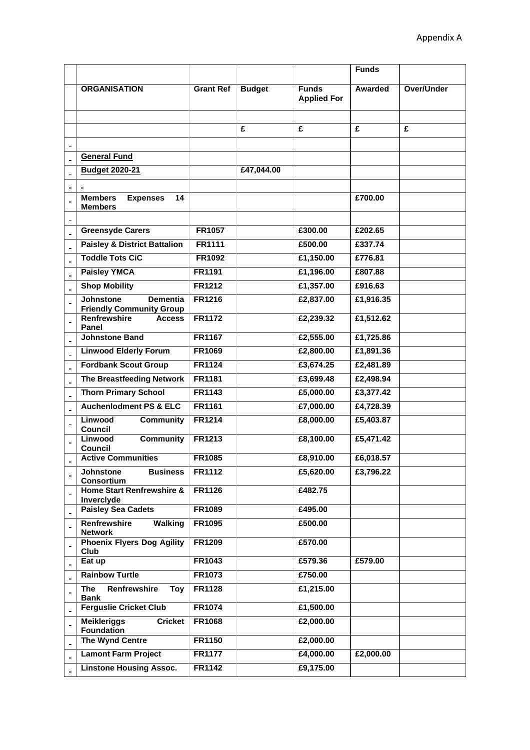Appendix A

| | | | | | Funds | |
|---|---|---|---|---|---|---|
| | **ORGANISATION** | **Grant Ref** | **Budget** | **Funds Applied For** | **Awarded** | **Over/Under** |
| | | | | | | |
| | | | **£** | **£** | **£** | **£** |
| - | | | | | | |
| - | **General Fund** | | | | | |
| - | **Budget 2020-21** | | **£47,044.00** | | | |
| - | - | | | | | |
| - | **Members Expenses 14 Members** | | | | **£700.00** | |
| - | | | | | | |
| - | **Greensyde Carers** | **FR1057** | | **£300.00** | **£202.65** | |
| - | **Paisley & District Battalion** | **FR1111** | | **£500.00** | **£337.74** | |
| - | **Toddle Tots CiC** | **FR1092** | | **£1,150.00** | **£776.81** | |
| - | **Paisley YMCA** | **FR1191** | | **£1,196.00** | **£807.88** | |
| - | **Shop Mobility** | **FR1212** | | **£1,357.00** | **£916.63** | |
| - | **Johnstone Dementia Friendly Community Group** | **FR1216** | | **£2,837.00** | **£1,916.35** | |
| - | **Renfrewshire Access Panel** | **FR1172** | | **£2,239.32** | **£1,512.62** | |
| - | **Johnstone Band** | **FR1167** | | **£2,555.00** | **£1,725.86** | |
| - | **Linwood Elderly Forum** | **FR1069** | | **£2,800.00** | **£1,891.36** | |
| - | **Fordbank Scout Group** | **FR1124** | | **£3,674.25** | **£2,481.89** | |
| - | **The Breastfeeding Network** | **FR1181** | | **£3,699.48** | **£2,498.94** | |
| - | **Thorn Primary School** | **FR1143** | | **£5,000.00** | **£3,377.42** | |
| - | **Auchenlodment PS & ELC** | **FR1161** | | **£7,000.00** | **£4,728.39** | |
| - | **Linwood Community Council** | **FR1214** | | **£8,000.00** | **£5,403.87** | |
| - | **Linwood Community Council** | **FR1213** | | **£8,100.00** | **£5,471.42** | |
| - | **Active Communities** | **FR1085** | | **£8,910.00** | **£6,018.57** | |
| - | **Johnstone Business Consortium** | **FR1112** | | **£5,620.00** | **£3,796.22** | |
| - | **Home Start Renfrewshire & Inverclyde** | **FR1126** | | **£482.75** | | |
| - | **Paisley Sea Cadets** | **FR1089** | | **£495.00** | | |
| - | **Renfrewshire Walking Network** | **FR1095** | | **£500.00** | | |
| - | **Phoenix Flyers Dog Agility Club** | **FR1209** | | **£570.00** | | |
| - | **Eat up** | **FR1043** | | **£579.36** | **£579.00** | |
| - | **Rainbow Turtle** | **FR1073** | | **£750.00** | | |
| - | **The Renfrewshire Toy Bank** | **FR1128** | | **£1,215.00** | | |
| - | **Ferguslie Cricket Club** | **FR1074** | | **£1,500.00** | | |
| - | **Meikleriggs Cricket Foundation** | **FR1068** | | **£2,000.00** | | |
| - | **The Wynd Centre** | **FR1150** | | **£2,000.00** | | |
| - | **Lamont Farm Project** | **FR1177** | | **£4,000.00** | **£2,000.00** | |
| - | **Linstone Housing Assoc.** | **FR1142** | | **£9,175.00** | | |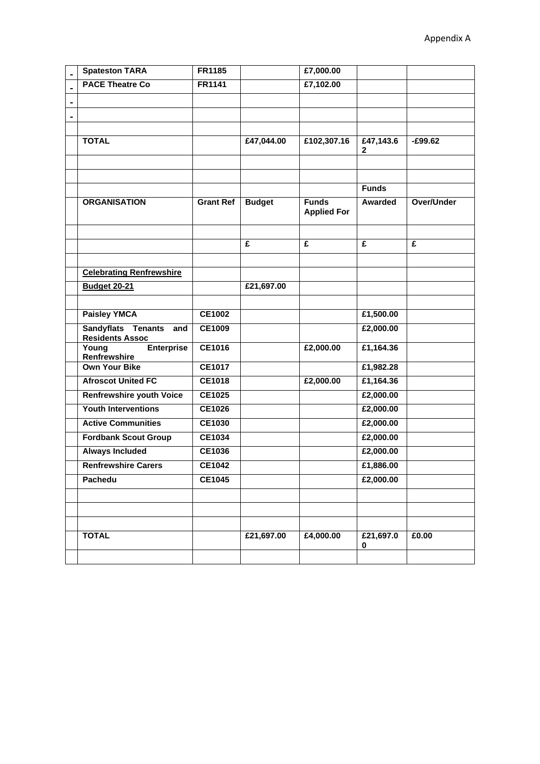Appendix A

| | | | | | | |
|---|---|---|---|---|---|---|
| - | **Spateston TARA** | **FR1185** | | **£7,000.00** | | |
| - | **PACE Theatre Co** | **FR1141** | | **£7,102.00** | | |
| - | | | | | | |
| - | | | | | | |
| | | | | | | |
| | **TOTAL** | | **£47,044.00** | **£102,307.16** | **£47,143.62** | **-£99.62** |
| | | | | | | |
| | | | | | | |
| | | | | | **Funds** | |
| | **ORGANISATION** | **Grant Ref** | **Budget** | **Funds Applied For** | **Awarded** | **Over/Under** |
| | | | | | | |
| | | | **£** | **£** | **£** | **£** |
| | | | | | | |
| | **Celebrating Renfrewshire** | | | | | |
| | **Budget 20-21** | | **£21,697.00** | | | |
| | | | | | | |
| | **Paisley YMCA** | **CE1002** | | | **£1,500.00** | |
| | **Sandyflats Tenants and Residents Assoc** | **CE1009** | | | **£2,000.00** | |
| | **Young Enterprise Renfrewshire** | **CE1016** | | **£2,000.00** | **£1,164.36** | |
| | **Own Your Bike** | **CE1017** | | | **£1,982.28** | |
| | **Afroscot United FC** | **CE1018** | | **£2,000.00** | **£1,164.36** | |
| | **Renfrewshire youth Voice** | **CE1025** | | | **£2,000.00** | |
| | **Youth Interventions** | **CE1026** | | | **£2,000.00** | |
| | **Active Communities** | **CE1030** | | | **£2,000.00** | |
| | **Fordbank Scout Group** | **CE1034** | | | **£2,000.00** | |
| | **Always Included** | **CE1036** | | | **£2,000.00** | |
| | **Renfrewshire Carers** | **CE1042** | | | **£1,886.00** | |
| | **Pachedu** | **CE1045** | | | **£2,000.00** | |
| | | | | | | |
| | | | | | | |
| | | | | | | |
| | **TOTAL** | | **£21,697.00** | **£4,000.00** | **£21,697.00** | **£0.00** |
| | | | | | | |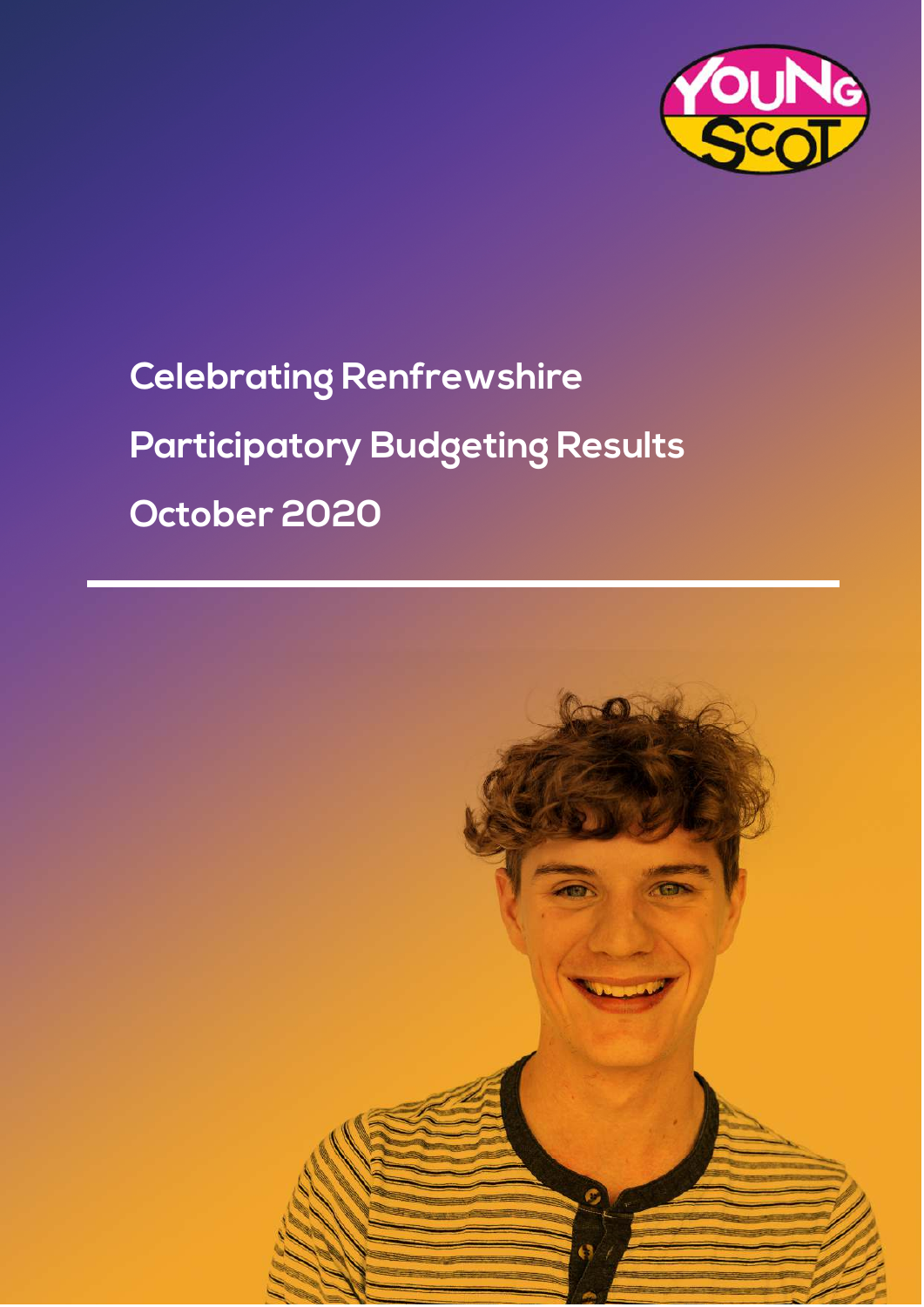# Celebrating Renfrewshire Participatory Budgeting Results October 2020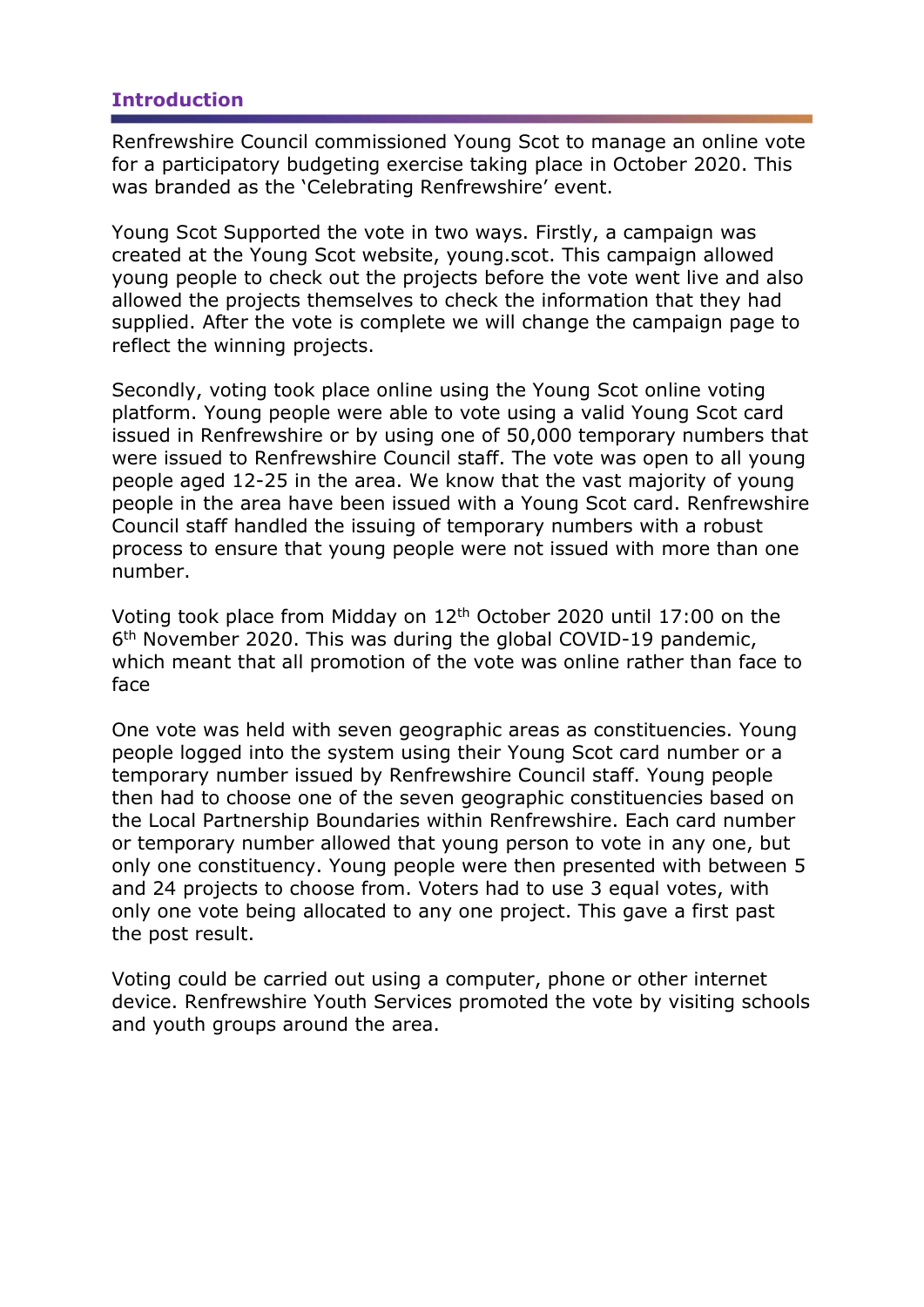## Introduction

Renfrewshire Council commissioned Young Scot to manage an online vote for a participatory budgeting exercise taking place in October 2020. This was branded as the 'Celebrating Renfrewshire' event.

Young Scot Supported the vote in two ways. Firstly, a campaign was created at the Young Scot website, young.scot. This campaign allowed young people to check out the projects before the vote went live and also allowed the projects themselves to check the information that they had supplied. After the vote is complete we will change the campaign page to reflect the winning projects.

Secondly, voting took place online using the Young Scot online voting platform. Young people were able to vote using a valid Young Scot card issued in Renfrewshire or by using one of 50,000 temporary numbers that were issued to Renfrewshire Council staff. The vote was open to all young people aged 12-25 in the area. We know that the vast majority of young people in the area have been issued with a Young Scot card. Renfrewshire Council staff handled the issuing of temporary numbers with a robust process to ensure that young people were not issued with more than one number.

Voting took place from Midday on 12th October 2020 until 17:00 on the 6th November 2020. This was during the global COVID-19 pandemic, which meant that all promotion of the vote was online rather than face to face

One vote was held with seven geographic areas as constituencies. Young people logged into the system using their Young Scot card number or a temporary number issued by Renfrewshire Council staff. Young people then had to choose one of the seven geographic constituencies based on the Local Partnership Boundaries within Renfrewshire. Each card number or temporary number allowed that young person to vote in any one, but only one constituency. Young people were then presented with between 5 and 24 projects to choose from. Voters had to use 3 equal votes, with only one vote being allocated to any one project. This gave a first past the post result.

Voting could be carried out using a computer, phone or other internet device. Renfrewshire Youth Services promoted the vote by visiting schools and youth groups around the area.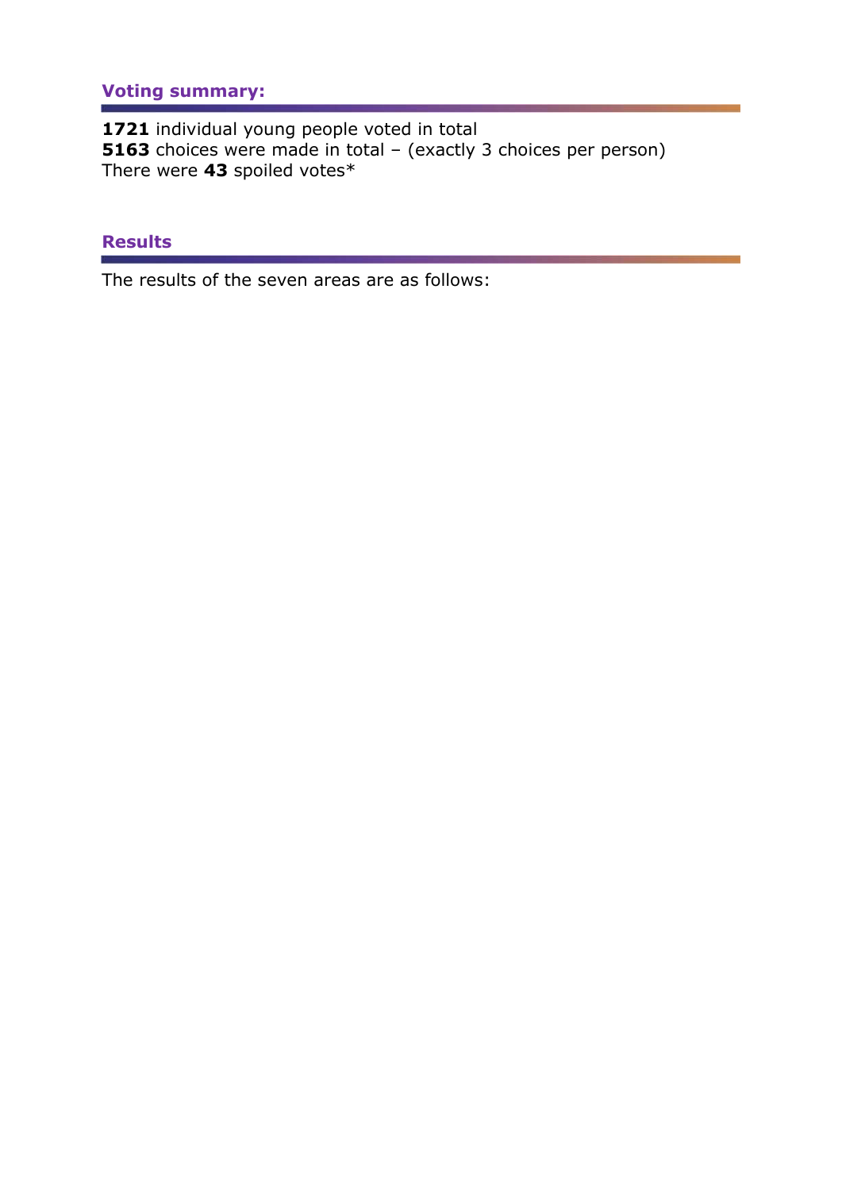## Voting summary:

**1721** individual young people voted in total
**5163** choices were made in total – (exactly 3 choices per person)
There were **43** spoiled votes*

## Results

The results of the seven areas are as follows: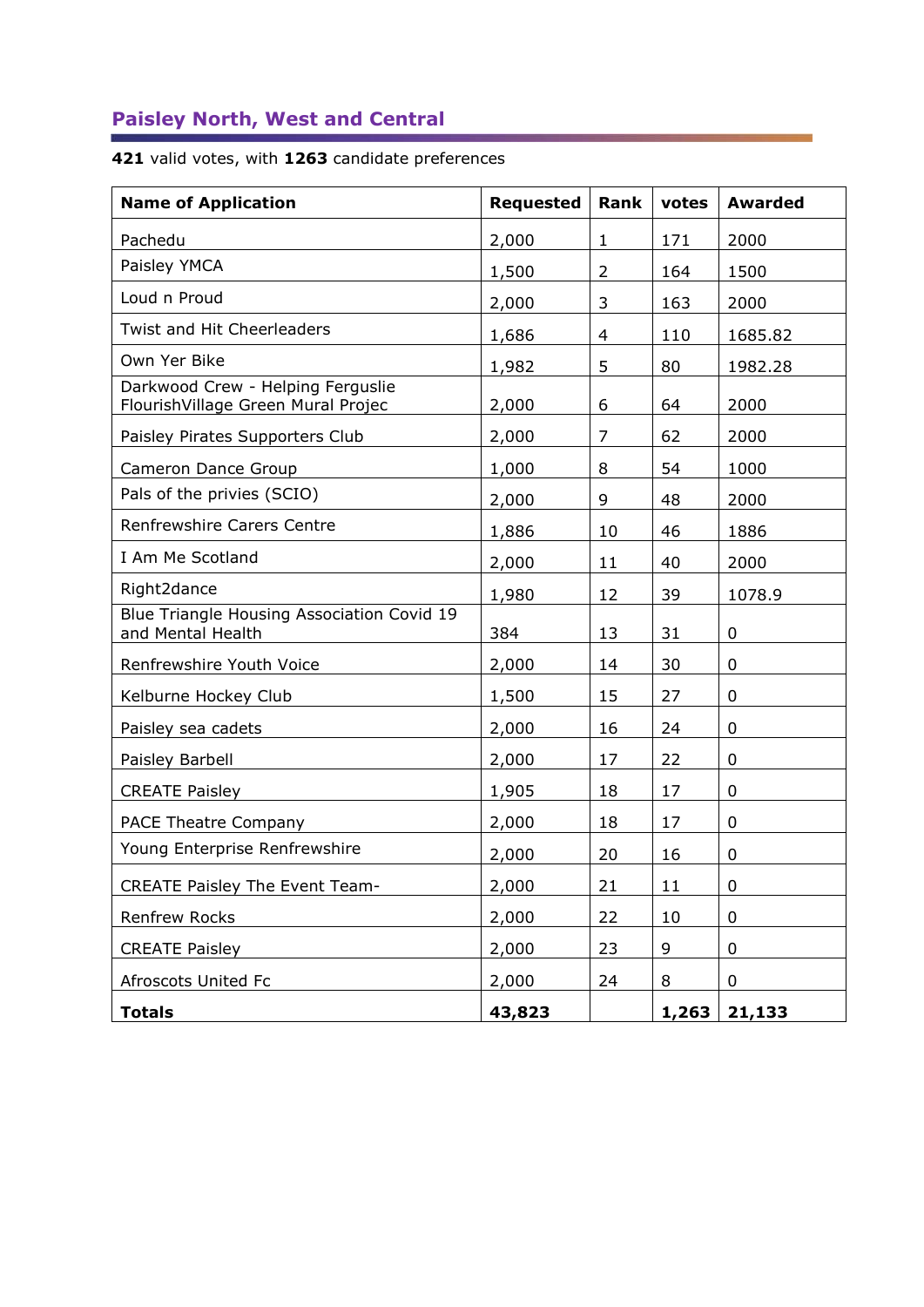## Paisley North, West and Central

**421** valid votes, with **1263** candidate preferences

| Name of Application | Requested | Rank | votes | Awarded |
|---|---|---|---|---|
| Pachedu | 2,000 | 1 | 171 | 2000 |
| Paisley YMCA | 1,500 | 2 | 164 | 1500 |
| Loud n Proud | 2,000 | 3 | 163 | 2000 |
| Twist and Hit Cheerleaders | 1,686 | 4 | 110 | 1685.82 |
| Own Yer Bike | 1,982 | 5 | 80 | 1982.28 |
| Darkwood Crew - Helping Ferguslie FlourishVillage Green Mural Projec | 2,000 | 6 | 64 | 2000 |
| Paisley Pirates Supporters Club | 2,000 | 7 | 62 | 2000 |
| Cameron Dance Group | 1,000 | 8 | 54 | 1000 |
| Pals of the privies (SCIO) | 2,000 | 9 | 48 | 2000 |
| Renfrewshire Carers Centre | 1,886 | 10 | 46 | 1886 |
| I Am Me Scotland | 2,000 | 11 | 40 | 2000 |
| Right2dance | 1,980 | 12 | 39 | 1078.9 |
| Blue Triangle Housing Association Covid 19 and Mental Health | 384 | 13 | 31 | 0 |
| Renfrewshire Youth Voice | 2,000 | 14 | 30 | 0 |
| Kelburne Hockey Club | 1,500 | 15 | 27 | 0 |
| Paisley sea cadets | 2,000 | 16 | 24 | 0 |
| Paisley Barbell | 2,000 | 17 | 22 | 0 |
| CREATE Paisley | 1,905 | 18 | 17 | 0 |
| PACE Theatre Company | 2,000 | 18 | 17 | 0 |
| Young Enterprise Renfrewshire | 2,000 | 20 | 16 | 0 |
| CREATE Paisley The Event Team- | 2,000 | 21 | 11 | 0 |
| Renfrew Rocks | 2,000 | 22 | 10 | 0 |
| CREATE Paisley | 2,000 | 23 | 9 | 0 |
| Afroscots United Fc | 2,000 | 24 | 8 | 0 |
| **Totals** | **43,823** | | **1,263** | **21,133** |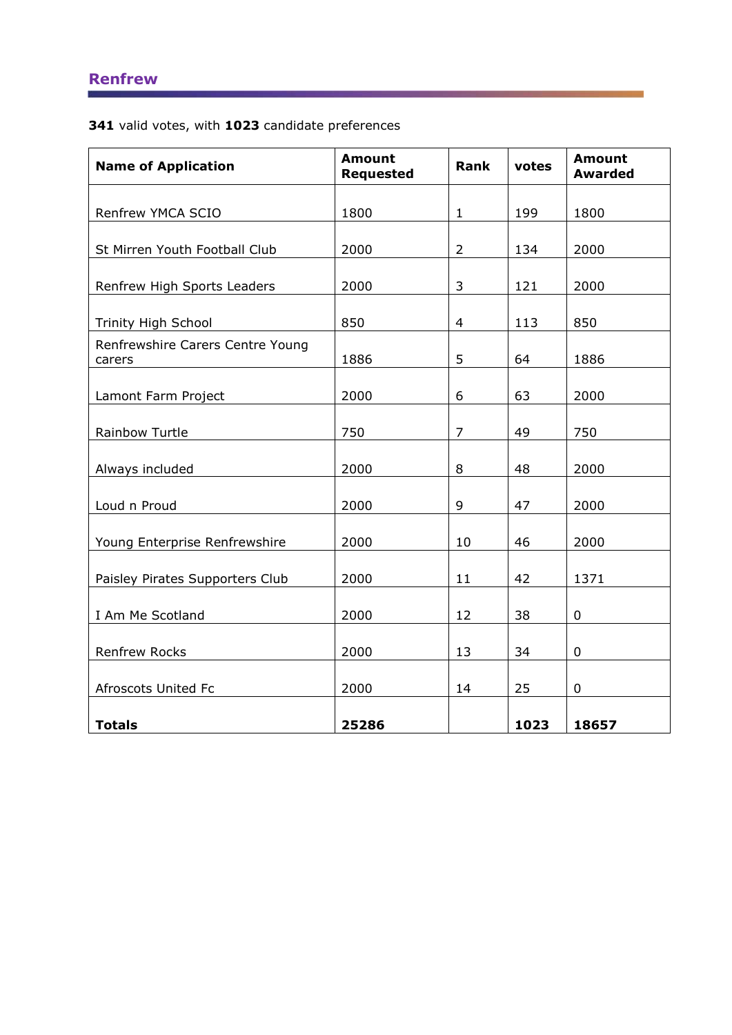## Renfrew

**341** valid votes, with **1023** candidate preferences

| Name of Application | Amount Requested | Rank | votes | Amount Awarded |
|---|---|---|---|---|
| Renfrew YMCA SCIO | 1800 | 1 | 199 | 1800 |
| St Mirren Youth Football Club | 2000 | 2 | 134 | 2000 |
| Renfrew High Sports Leaders | 2000 | 3 | 121 | 2000 |
| Trinity High School | 850 | 4 | 113 | 850 |
| Renfrewshire Carers Centre Young carers | 1886 | 5 | 64 | 1886 |
| Lamont Farm Project | 2000 | 6 | 63 | 2000 |
| Rainbow Turtle | 750 | 7 | 49 | 750 |
| Always included | 2000 | 8 | 48 | 2000 |
| Loud n Proud | 2000 | 9 | 47 | 2000 |
| Young Enterprise Renfrewshire | 2000 | 10 | 46 | 2000 |
| Paisley Pirates Supporters Club | 2000 | 11 | 42 | 1371 |
| I Am Me Scotland | 2000 | 12 | 38 | 0 |
| Renfrew Rocks | 2000 | 13 | 34 | 0 |
| Afroscots United Fc | 2000 | 14 | 25 | 0 |
| **Totals** | **25286** | | **1023** | **18657** |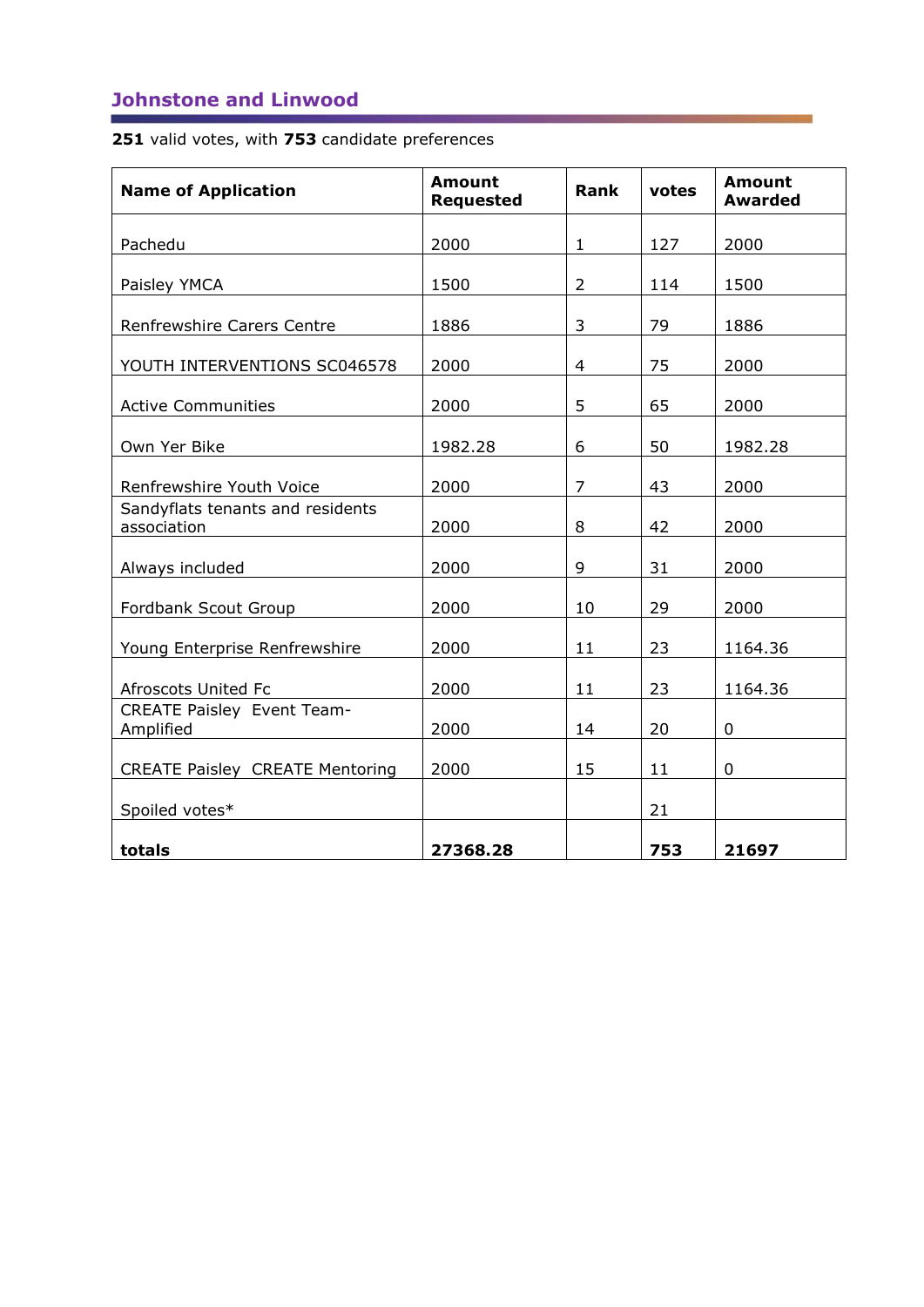## Johnstone and Linwood

**251** valid votes, with **753** candidate preferences

| Name of Application | Amount Requested | Rank | votes | Amount Awarded |
|---|---|---|---|---|
| Pachedu | 2000 | 1 | 127 | 2000 |
| Paisley YMCA | 1500 | 2 | 114 | 1500 |
| Renfrewshire Carers Centre | 1886 | 3 | 79 | 1886 |
| YOUTH INTERVENTIONS SC046578 | 2000 | 4 | 75 | 2000 |
| Active Communities | 2000 | 5 | 65 | 2000 |
| Own Yer Bike | 1982.28 | 6 | 50 | 1982.28 |
| Renfrewshire Youth Voice | 2000 | 7 | 43 | 2000 |
| Sandyflats tenants and residents association | 2000 | 8 | 42 | 2000 |
| Always included | 2000 | 9 | 31 | 2000 |
| Fordbank Scout Group | 2000 | 10 | 29 | 2000 |
| Young Enterprise Renfrewshire | 2000 | 11 | 23 | 1164.36 |
| Afroscots United Fc | 2000 | 11 | 23 | 1164.36 |
| CREATE Paisley Event Team-Amplified | 2000 | 14 | 20 | 0 |
| CREATE Paisley CREATE Mentoring | 2000 | 15 | 11 | 0 |
| Spoiled votes* | | | 21 | |
| **totals** | **27368.28** | | **753** | **21697** |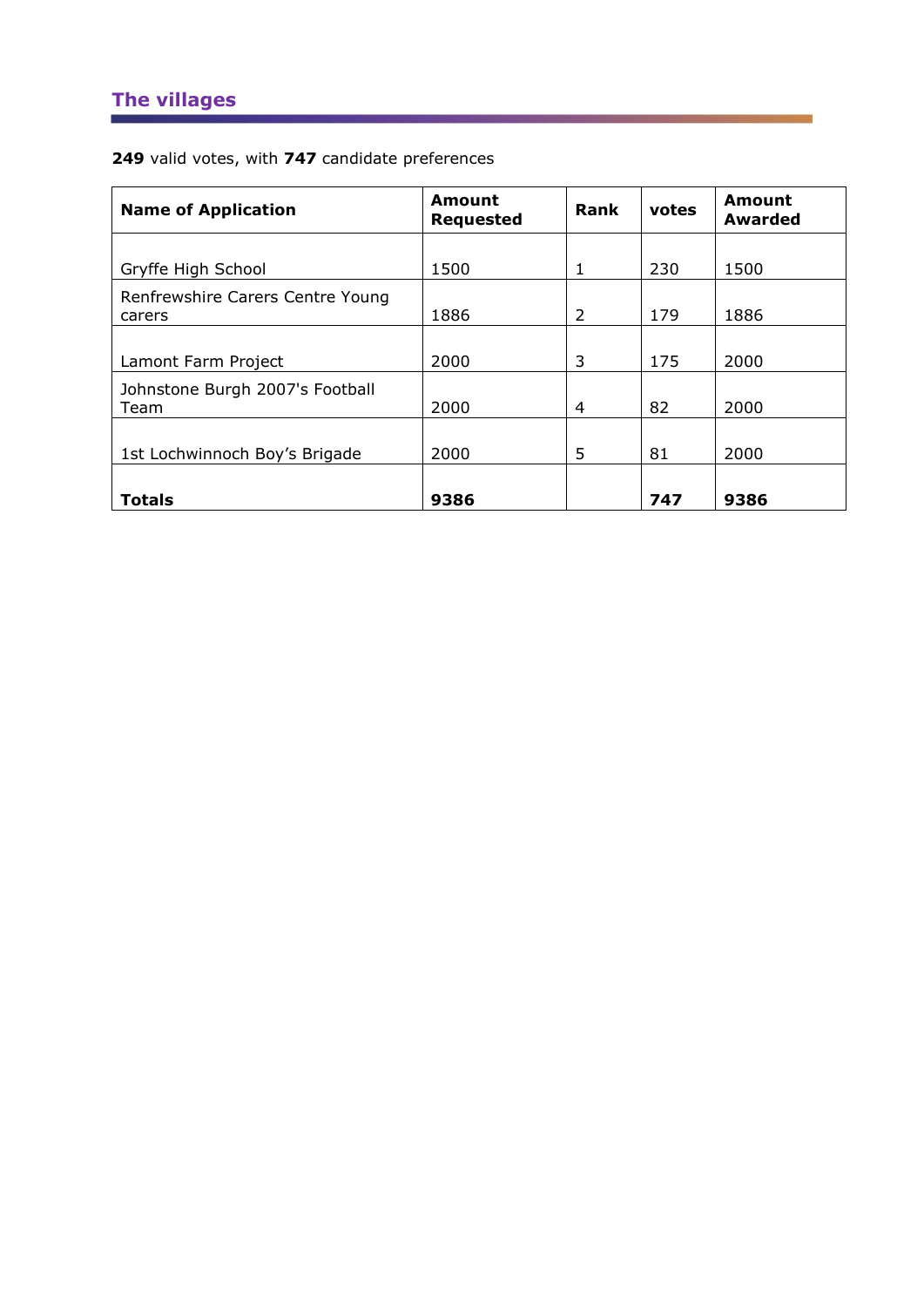## The villages

**249** valid votes, with **747** candidate preferences

| Name of Application | Amount Requested | Rank | votes | Amount Awarded |
|---|---|---|---|---|
| Gryffe High School | 1500 | 1 | 230 | 1500 |
| Renfrewshire Carers Centre Young carers | 1886 | 2 | 179 | 1886 |
| Lamont Farm Project | 2000 | 3 | 175 | 2000 |
| Johnstone Burgh 2007's Football Team | 2000 | 4 | 82 | 2000 |
| 1st Lochwinnoch Boy's Brigade | 2000 | 5 | 81 | 2000 |
| **Totals** | **9386** | | **747** | **9386** |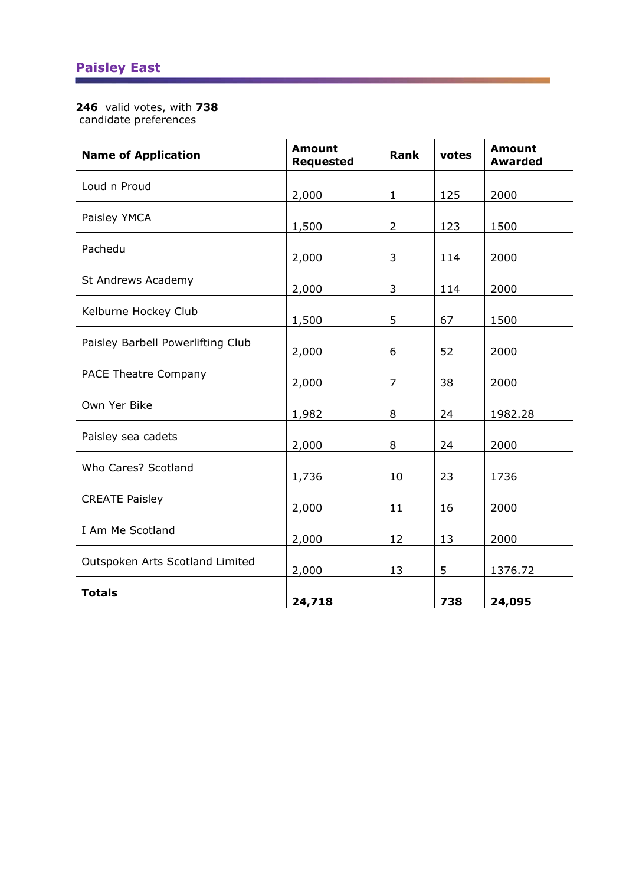## Paisley East

**246** valid votes, with **738** candidate preferences

| Name of Application | Amount Requested | Rank | votes | Amount Awarded |
|---|---|---|---|---|
| Loud n Proud | 2,000 | 1 | 125 | 2000 |
| Paisley YMCA | 1,500 | 2 | 123 | 1500 |
| Pachedu | 2,000 | 3 | 114 | 2000 |
| St Andrews Academy | 2,000 | 3 | 114 | 2000 |
| Kelburne Hockey Club | 1,500 | 5 | 67 | 1500 |
| Paisley Barbell Powerlifting Club | 2,000 | 6 | 52 | 2000 |
| PACE Theatre Company | 2,000 | 7 | 38 | 2000 |
| Own Yer Bike | 1,982 | 8 | 24 | 1982.28 |
| Paisley sea cadets | 2,000 | 8 | 24 | 2000 |
| Who Cares? Scotland | 1,736 | 10 | 23 | 1736 |
| CREATE Paisley | 2,000 | 11 | 16 | 2000 |
| I Am Me Scotland | 2,000 | 12 | 13 | 2000 |
| Outspoken Arts Scotland Limited | 2,000 | 13 | 5 | 1376.72 |
| **Totals** | **24,718** | | **738** | **24,095** |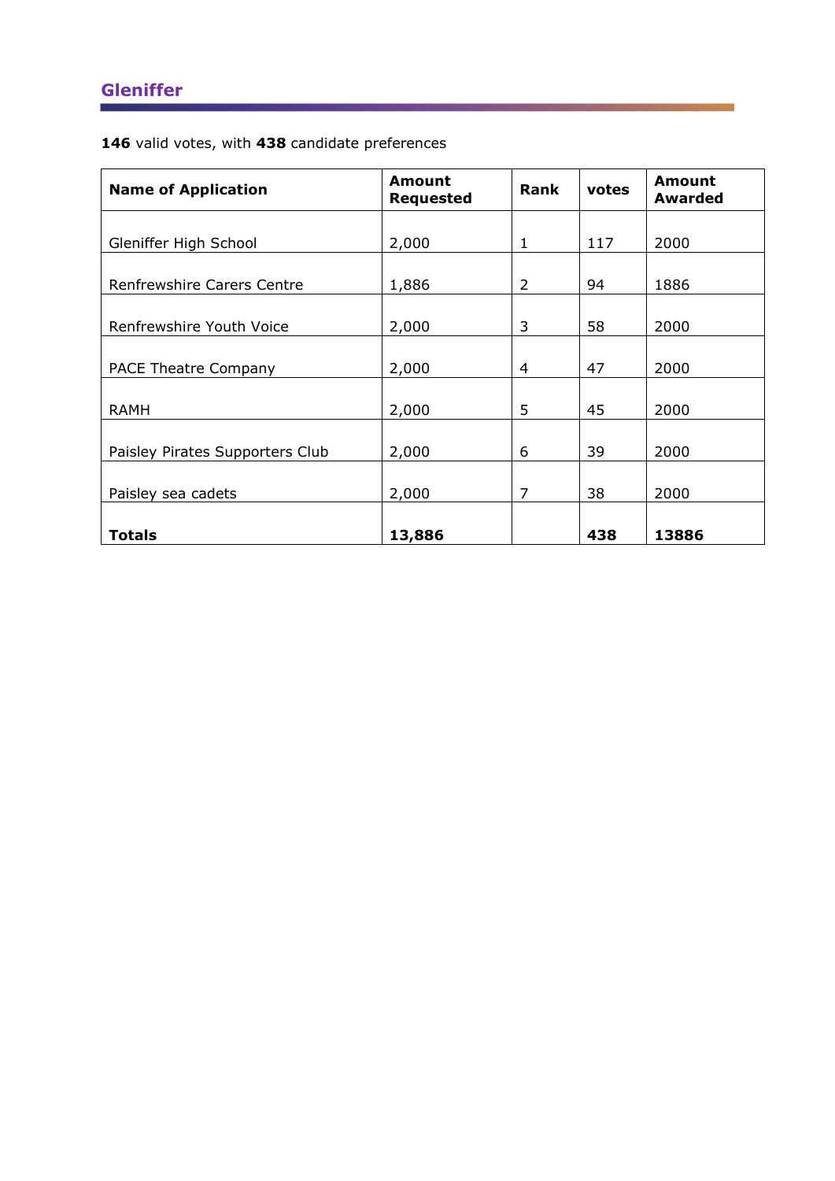## Gleniffer

**146** valid votes, with **438** candidate preferences

| Name of Application | Amount Requested | Rank | votes | Amount Awarded |
|---|---|---|---|---|
| Gleniffer High School | 2,000 | 1 | 117 | 2000 |
| Renfrewshire Carers Centre | 1,886 | 2 | 94 | 1886 |
| Renfrewshire Youth Voice | 2,000 | 3 | 58 | 2000 |
| PACE Theatre Company | 2,000 | 4 | 47 | 2000 |
| RAMH | 2,000 | 5 | 45 | 2000 |
| Paisley Pirates Supporters Club | 2,000 | 6 | 39 | 2000 |
| Paisley sea cadets | 2,000 | 7 | 38 | 2000 |
| **Totals** | **13,886** | | **438** | **13886** |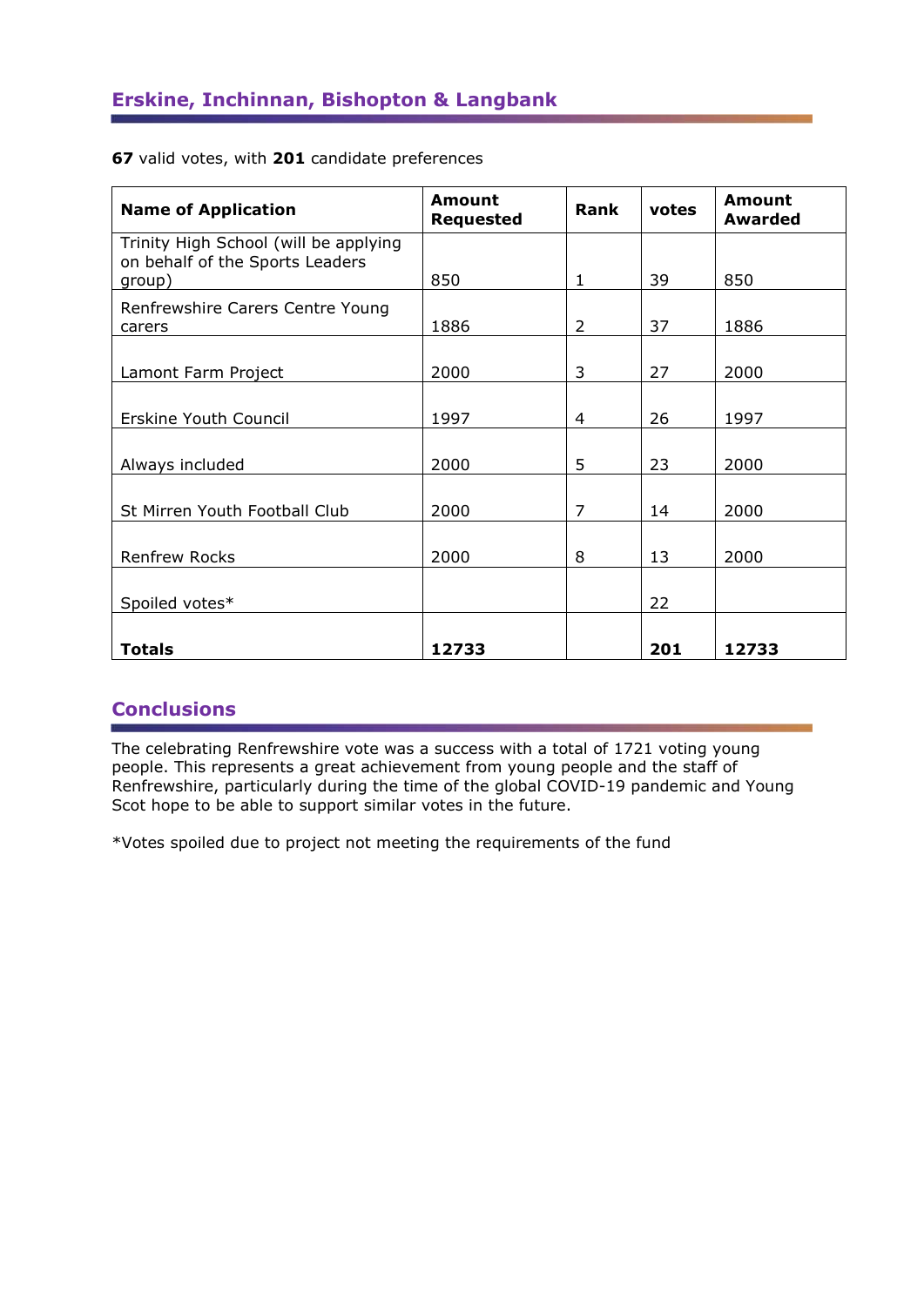## Erskine, Inchinnan, Bishopton & Langbank

**67** valid votes, with **201** candidate preferences

| Name of Application | Amount Requested | Rank | votes | Amount Awarded |
|---|---|---|---|---|
| Trinity High School (will be applying on behalf of the Sports Leaders group) | 850 | 1 | 39 | 850 |
| Renfrewshire Carers Centre Young carers | 1886 | 2 | 37 | 1886 |
| Lamont Farm Project | 2000 | 3 | 27 | 2000 |
| Erskine Youth Council | 1997 | 4 | 26 | 1997 |
| Always included | 2000 | 5 | 23 | 2000 |
| St Mirren Youth Football Club | 2000 | 7 | 14 | 2000 |
| Renfrew Rocks | 2000 | 8 | 13 | 2000 |
| Spoiled votes* | | | 22 | |
| **Totals** | **12733** | | **201** | **12733** |

## Conclusions

The celebrating Renfrewshire vote was a success with a total of 1721 voting young people. This represents a great achievement from young people and the staff of Renfrewshire, particularly during the time of the global COVID-19 pandemic and Young Scot hope to be able to support similar votes in the future.

*Votes spoiled due to project not meeting the requirements of the fund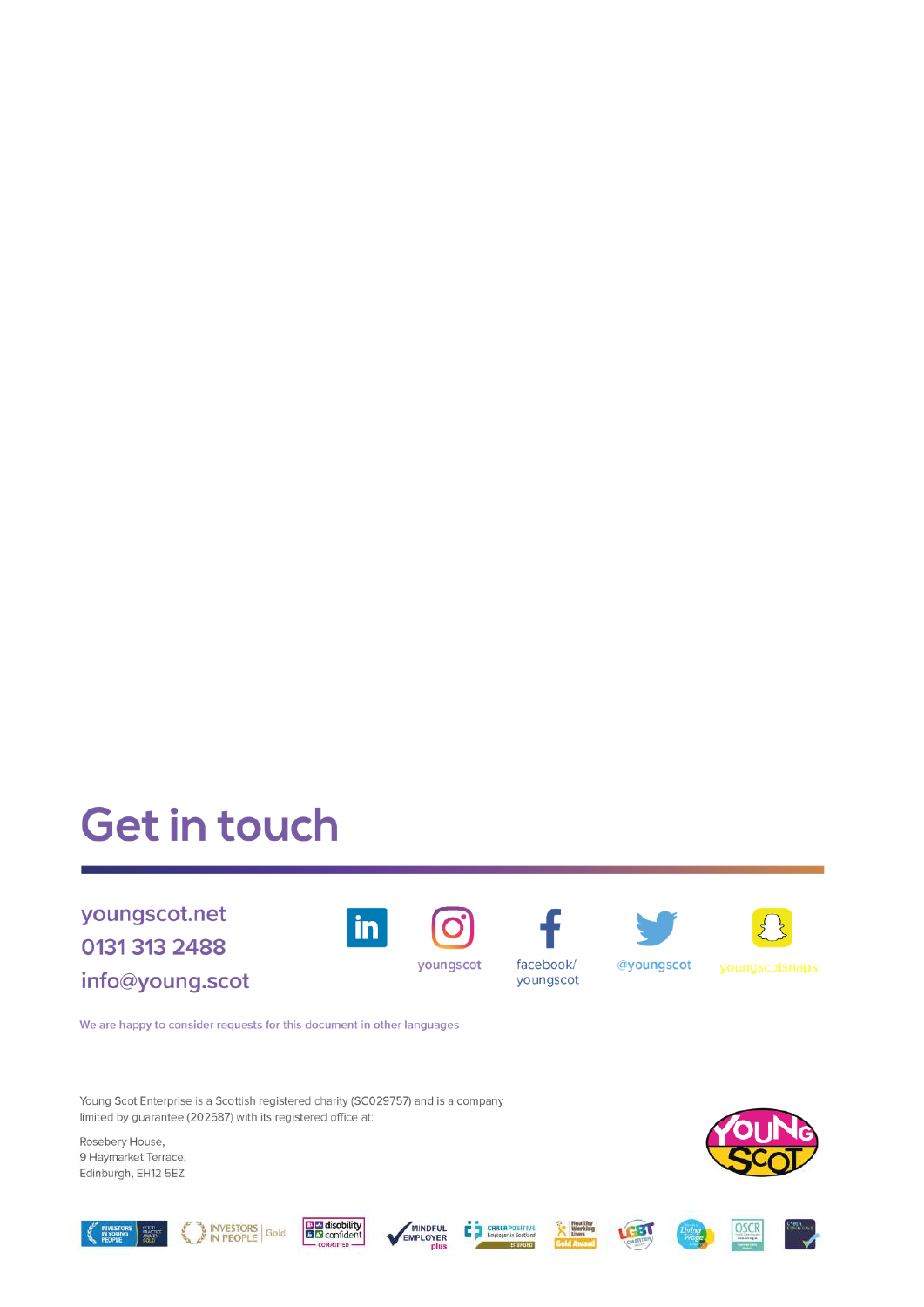# Get in touch

youngscot.net
0131 313 2488
info@young.scot

youngscot

facebook/
youngscot

@youngscot

youngscotsnaps

We are happy to consider requests for this document in other languages

Young Scot Enterprise is a Scottish registered charity (SC029757) and is a company limited by guarantee (202687) with its registered office at:

Rosebery House,
9 Haymarket Terrace,
Edinburgh, EH12 5EZ